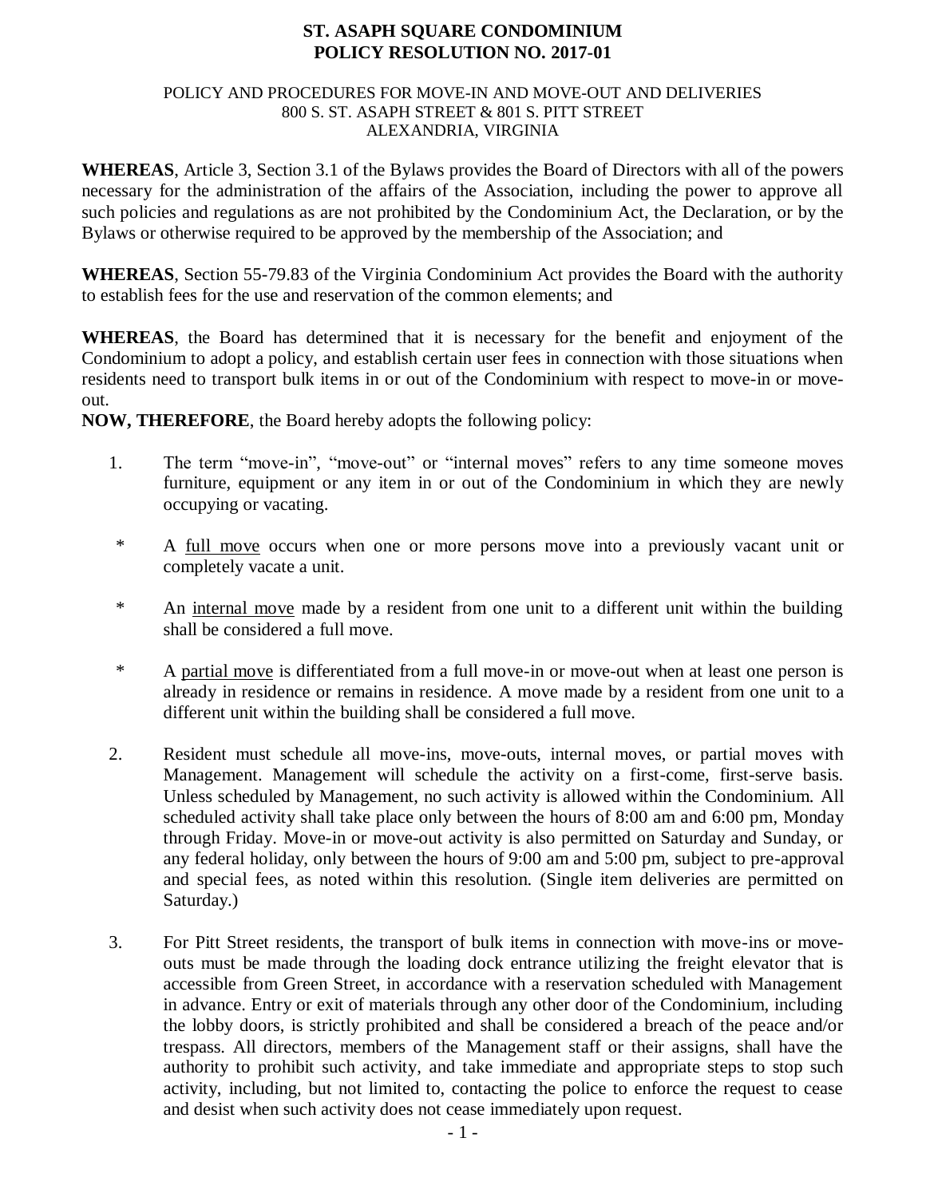# ST. ASAPH SQUARE CONDOMINIUM
# POLICY RESOLUTION NO. 2017-01

POLICY AND PROCEDURES FOR MOVE-IN AND MOVE-OUT AND DELIVERIES
800 S. ST. ASAPH STREET & 801 S. PITT STREET
ALEXANDRIA, VIRGINIA

**WHEREAS**, Article 3, Section 3.1 of the Bylaws provides the Board of Directors with all of the powers necessary for the administration of the affairs of the Association, including the power to approve all such policies and regulations as are not prohibited by the Condominium Act, the Declaration, or by the Bylaws or otherwise required to be approved by the membership of the Association; and

**WHEREAS**, Section 55-79.83 of the Virginia Condominium Act provides the Board with the authority to establish fees for the use and reservation of the common elements; and

**WHEREAS**, the Board has determined that it is necessary for the benefit and enjoyment of the Condominium to adopt a policy, and establish certain user fees in connection with those situations when residents need to transport bulk items in or out of the Condominium with respect to move-in or move-out.

**NOW, THEREFORE**, the Board hereby adopts the following policy:

1. The term "move-in", "move-out" or "internal moves" refers to any time someone moves furniture, equipment or any item in or out of the Condominium in which they are newly occupying or vacating.

   * A full move occurs when one or more persons move into a previously vacant unit or completely vacate a unit.

   * An internal move made by a resident from one unit to a different unit within the building shall be considered a full move.

   * A partial move is differentiated from a full move-in or move-out when at least one person is already in residence or remains in residence. A move made by a resident from one unit to a different unit within the building shall be considered a full move.

2. Resident must schedule all move-ins, move-outs, internal moves, or partial moves with Management. Management will schedule the activity on a first-come, first-serve basis. Unless scheduled by Management, no such activity is allowed within the Condominium. All scheduled activity shall take place only between the hours of 8:00 am and 6:00 pm, Monday through Friday. Move-in or move-out activity is also permitted on Saturday and Sunday, or any federal holiday, only between the hours of 9:00 am and 5:00 pm, subject to pre-approval and special fees, as noted within this resolution. (Single item deliveries are permitted on Saturday.)

3. For Pitt Street residents, the transport of bulk items in connection with move-ins or move-outs must be made through the loading dock entrance utilizing the freight elevator that is accessible from Green Street, in accordance with a reservation scheduled with Management in advance. Entry or exit of materials through any other door of the Condominium, including the lobby doors, is strictly prohibited and shall be considered a breach of the peace and/or trespass. All directors, members of the Management staff or their assigns, shall have the authority to prohibit such activity, and take immediate and appropriate steps to stop such activity, including, but not limited to, contacting the police to enforce the request to cease and desist when such activity does not cease immediately upon request.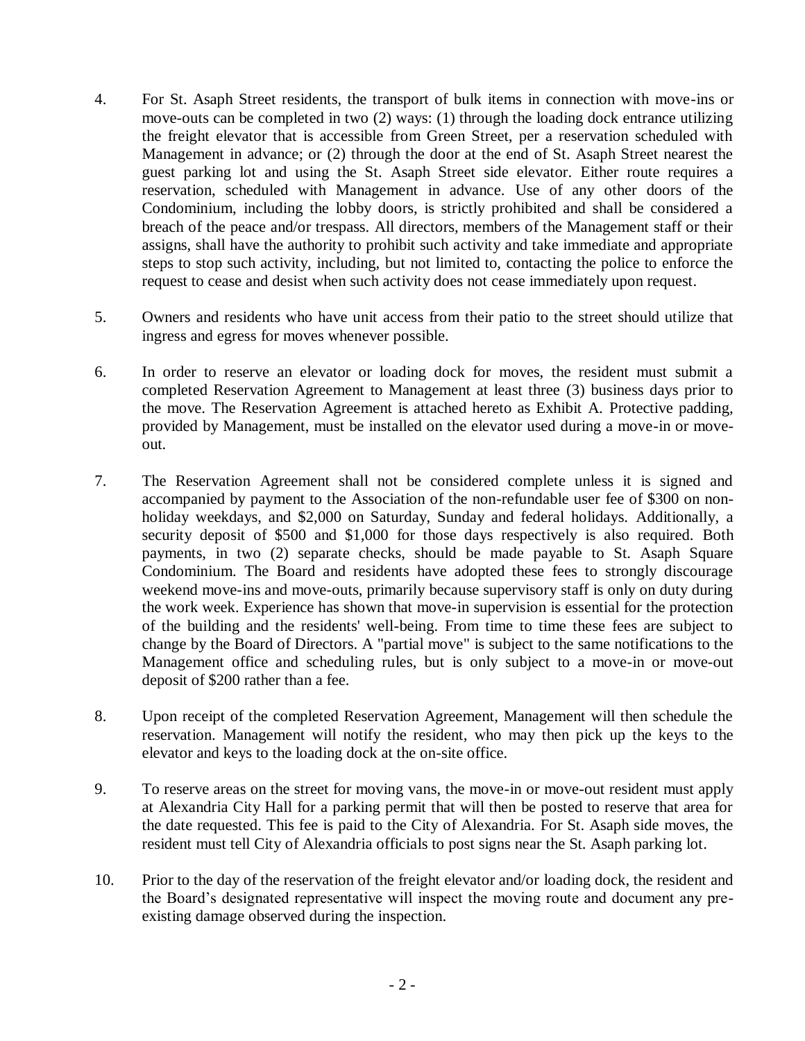4. For St. Asaph Street residents, the transport of bulk items in connection with move-ins or move-outs can be completed in two (2) ways: (1) through the loading dock entrance utilizing the freight elevator that is accessible from Green Street, per a reservation scheduled with Management in advance; or (2) through the door at the end of St. Asaph Street nearest the guest parking lot and using the St. Asaph Street side elevator. Either route requires a reservation, scheduled with Management in advance. Use of any other doors of the Condominium, including the lobby doors, is strictly prohibited and shall be considered a breach of the peace and/or trespass. All directors, members of the Management staff or their assigns, shall have the authority to prohibit such activity and take immediate and appropriate steps to stop such activity, including, but not limited to, contacting the police to enforce the request to cease and desist when such activity does not cease immediately upon request.

5. Owners and residents who have unit access from their patio to the street should utilize that ingress and egress for moves whenever possible.

6. In order to reserve an elevator or loading dock for moves, the resident must submit a completed Reservation Agreement to Management at least three (3) business days prior to the move. The Reservation Agreement is attached hereto as Exhibit A. Protective padding, provided by Management, must be installed on the elevator used during a move-in or move-out.

7. The Reservation Agreement shall not be considered complete unless it is signed and accompanied by payment to the Association of the non-refundable user fee of $300 on non-holiday weekdays, and $2,000 on Saturday, Sunday and federal holidays. Additionally, a security deposit of $500 and $1,000 for those days respectively is also required. Both payments, in two (2) separate checks, should be made payable to St. Asaph Square Condominium. The Board and residents have adopted these fees to strongly discourage weekend move-ins and move-outs, primarily because supervisory staff is only on duty during the work week. Experience has shown that move-in supervision is essential for the protection of the building and the residents' well-being. From time to time these fees are subject to change by the Board of Directors. A "partial move" is subject to the same notifications to the Management office and scheduling rules, but is only subject to a move-in or move-out deposit of $200 rather than a fee.

8. Upon receipt of the completed Reservation Agreement, Management will then schedule the reservation. Management will notify the resident, who may then pick up the keys to the elevator and keys to the loading dock at the on-site office.

9. To reserve areas on the street for moving vans, the move-in or move-out resident must apply at Alexandria City Hall for a parking permit that will then be posted to reserve that area for the date requested. This fee is paid to the City of Alexandria. For St. Asaph side moves, the resident must tell City of Alexandria officials to post signs near the St. Asaph parking lot.

10. Prior to the day of the reservation of the freight elevator and/or loading dock, the resident and the Board's designated representative will inspect the moving route and document any pre-existing damage observed during the inspection.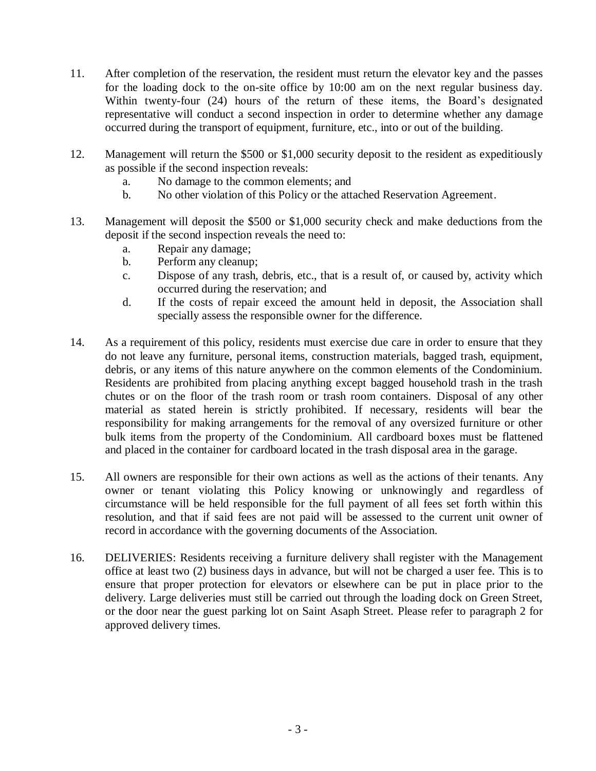11. After completion of the reservation, the resident must return the elevator key and the passes for the loading dock to the on-site office by 10:00 am on the next regular business day. Within twenty-four (24) hours of the return of these items, the Board's designated representative will conduct a second inspection in order to determine whether any damage occurred during the transport of equipment, furniture, etc., into or out of the building.

12. Management will return the $500 or $1,000 security deposit to the resident as expeditiously as possible if the second inspection reveals:
    a. No damage to the common elements; and
    b. No other violation of this Policy or the attached Reservation Agreement.

13. Management will deposit the $500 or $1,000 security check and make deductions from the deposit if the second inspection reveals the need to:
    a. Repair any damage;
    b. Perform any cleanup;
    c. Dispose of any trash, debris, etc., that is a result of, or caused by, activity which occurred during the reservation; and
    d. If the costs of repair exceed the amount held in deposit, the Association shall specially assess the responsible owner for the difference.

14. As a requirement of this policy, residents must exercise due care in order to ensure that they do not leave any furniture, personal items, construction materials, bagged trash, equipment, debris, or any items of this nature anywhere on the common elements of the Condominium. Residents are prohibited from placing anything except bagged household trash in the trash chutes or on the floor of the trash room or trash room containers. Disposal of any other material as stated herein is strictly prohibited. If necessary, residents will bear the responsibility for making arrangements for the removal of any oversized furniture or other bulk items from the property of the Condominium. All cardboard boxes must be flattened and placed in the container for cardboard located in the trash disposal area in the garage.

15. All owners are responsible for their own actions as well as the actions of their tenants. Any owner or tenant violating this Policy knowing or unknowingly and regardless of circumstance will be held responsible for the full payment of all fees set forth within this resolution, and that if said fees are not paid will be assessed to the current unit owner of record in accordance with the governing documents of the Association.

16. DELIVERIES: Residents receiving a furniture delivery shall register with the Management office at least two (2) business days in advance, but will not be charged a user fee. This is to ensure that proper protection for elevators or elsewhere can be put in place prior to the delivery. Large deliveries must still be carried out through the loading dock on Green Street, or the door near the guest parking lot on Saint Asaph Street. Please refer to paragraph 2 for approved delivery times.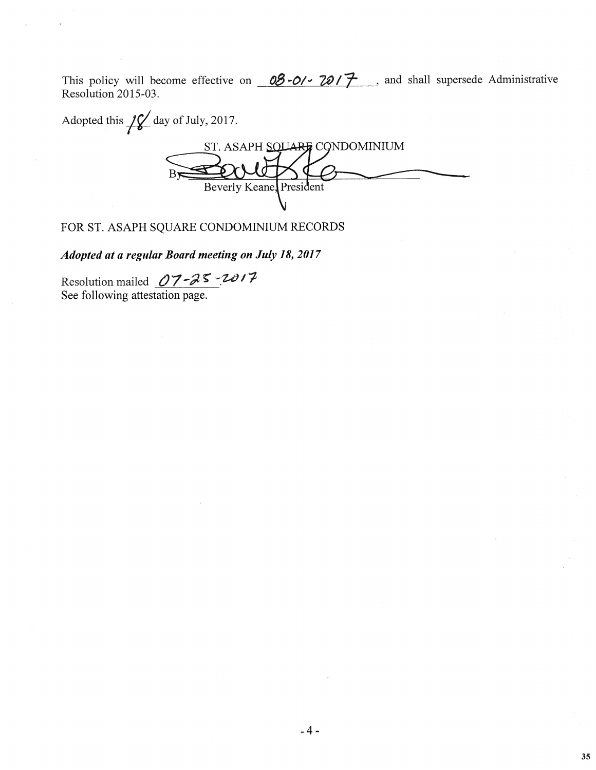This policy will become effective on 08-01-2017, and shall supersede Administrative Resolution 2015-03.

Adopted this 18 day of July, 2017.

ST. ASAPH SQUARE CONDOMINIUM

By: ______________________________
Beverly Keane, President

FOR ST. ASAPH SQUARE CONDOMINIUM RECORDS

***Adopted at a regular Board meeting on July 18, 2017***

Resolution mailed 07-25-2017
See following attestation page.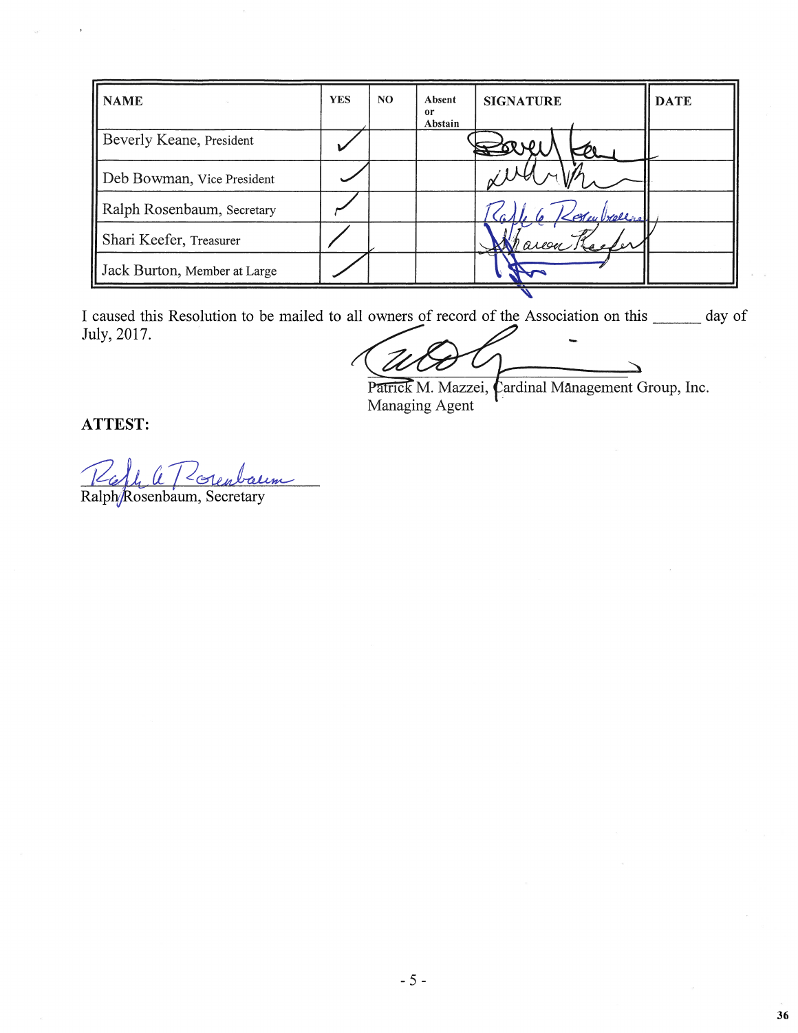| NAME | YES | NO | Absent or Abstain | SIGNATURE | DATE |
|---|---|---|---|---|---|
| Beverly Keane, President | ✓ | | | [signature] | |
| Deb Bowman, Vice President | ✓ | | | [signature] | |
| Ralph Rosenbaum, Secretary | ✓ | | | [signature] | |
| Shari Keefer, Treasurer | ✓ | | | [signature] | |
| Jack Burton, Member at Large | ✓ | | | [signature] | |

I caused this Resolution to be mailed to all owners of record of the Association on this ______ day of July, 2017.

[signature]
Patrick M. Mazzei, Cardinal Management Group, Inc.
Managing Agent

**ATTEST:**

[signature]
Ralph Rosenbaum, Secretary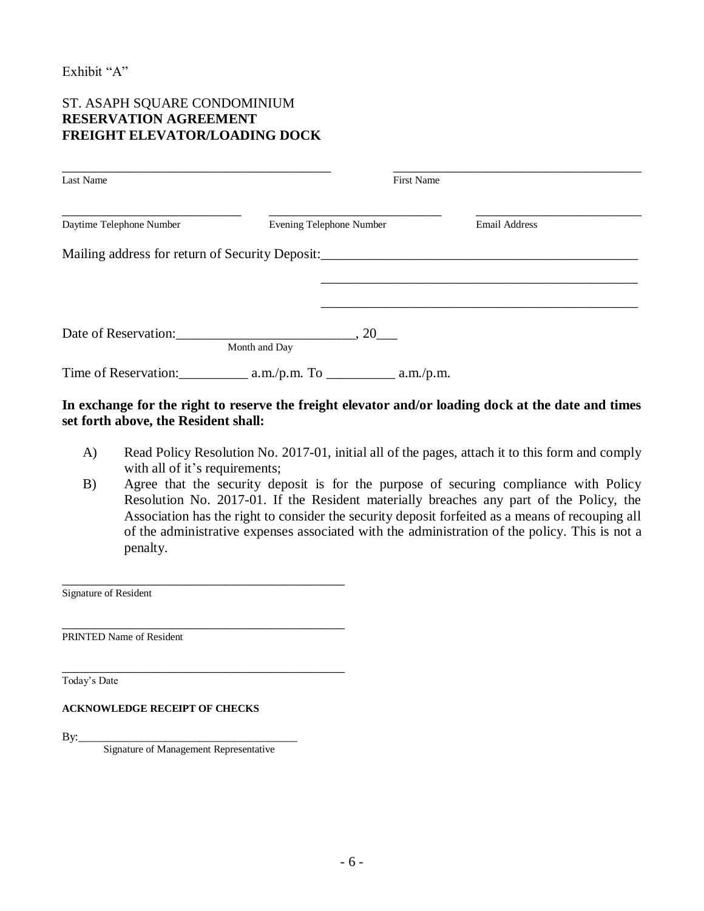Exhibit "A"

ST. ASAPH SQUARE CONDOMINIUM
**RESERVATION AGREEMENT**
**FREIGHT ELEVATOR/LOADING DOCK**

_________________________________________ _________________________________________
Last Name First Name

____________________________ ____________________________ ____________________________
Daytime Telephone Number Evening Telephone Number Email Address

Mailing address for return of Security Deposit:_______________________________________________

_______________________________________________

_______________________________________________

Date of Reservation:__________________________, 20___
Month and Day

Time of Reservation:__________ a.m./p.m. To __________ a.m./p.m.

**In exchange for the right to reserve the freight elevator and/or loading dock at the date and times set forth above, the Resident shall:**

A) Read Policy Resolution No. 2017-01, initial all of the pages, attach it to this form and comply with all of it's requirements;

B) Agree that the security deposit is for the purpose of securing compliance with Policy Resolution No. 2017-01. If the Resident materially breaches any part of the Policy, the Association has the right to consider the security deposit forfeited as a means of recouping all of the administrative expenses associated with the administration of the policy. This is not a penalty.

_____________________________________________
Signature of Resident

_____________________________________________
PRINTED Name of Resident

_____________________________________________
Today's Date

**ACKNOWLEDGE RECEIPT OF CHECKS**

By:______________________________________
Signature of Management Representative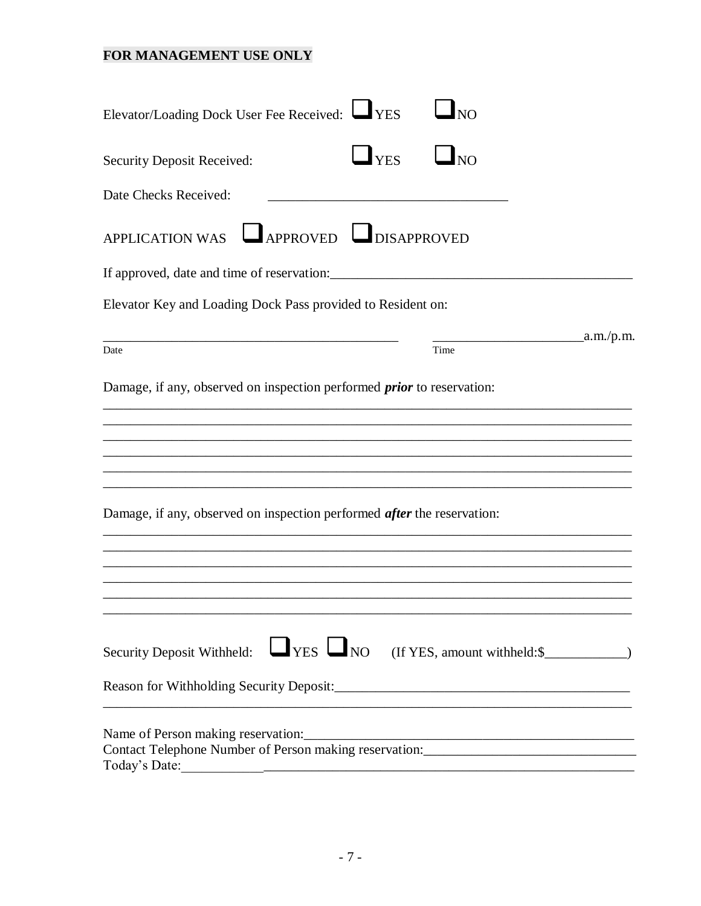**FOR MANAGEMENT USE ONLY**

Elevator/Loading Dock User Fee Received: ☐ YES ☐ NO

Security Deposit Received: ☐ YES ☐ NO

Date Checks Received: ___________________________________

APPLICATION WAS ☐ APPROVED ☐ DISAPPROVED

If approved, date and time of reservation:___________________________________________

Elevator Key and Loading Dock Pass provided to Resident on:

____________________________________________ ______________________a.m./p.m.

Date Time

Damage, if any, observed on inspection performed ***prior*** to reservation:

___________________________________________________________________________

___________________________________________________________________________

___________________________________________________________________________

___________________________________________________________________________

___________________________________________________________________________

___________________________________________________________________________

Damage, if any, observed on inspection performed ***after*** the reservation:

___________________________________________________________________________

___________________________________________________________________________

___________________________________________________________________________

___________________________________________________________________________

___________________________________________________________________________

___________________________________________________________________________

Security Deposit Withheld: ☐ YES ☐ NO (If YES, amount withheld:$____________)

Reason for Withholding Security Deposit:__________________________________________

___________________________________________________________________________

Name of Person making reservation:__________________________________________________

Contact Telephone Number of Person making reservation:_______________________________

Today's Date:____________________________________________________________________